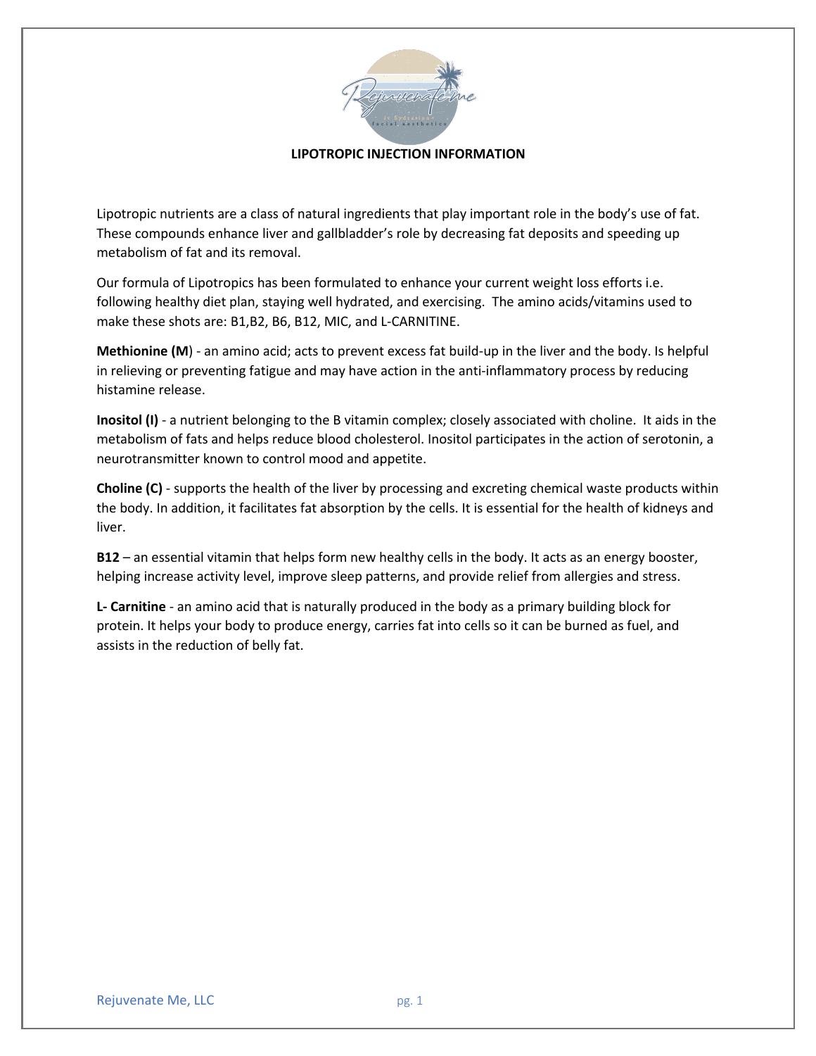# LIPOTROPIC INJECTION INFORMATION

Lipotropic nutrients are a class of natural ingredients that play important role in the body's use of fat. These compounds enhance liver and gallbladder's role by decreasing fat deposits and speeding up metabolism of fat and its removal.

Our formula of Lipotropics has been formulated to enhance your current weight loss efforts i.e. following healthy diet plan, staying well hydrated, and exercising. The amino acids/vitamins used to make these shots are: B1,B2, B6, B12, MIC, and L-CARNITINE.

**Methionine (M)** - an amino acid; acts to prevent excess fat build-up in the liver and the body. Is helpful in relieving or preventing fatigue and may have action in the anti-inflammatory process by reducing histamine release.

**Inositol (I)** - a nutrient belonging to the B vitamin complex; closely associated with choline. It aids in the metabolism of fats and helps reduce blood cholesterol. Inositol participates in the action of serotonin, a neurotransmitter known to control mood and appetite.

**Choline (C)** - supports the health of the liver by processing and excreting chemical waste products within the body. In addition, it facilitates fat absorption by the cells. It is essential for the health of kidneys and liver.

**B12** – an essential vitamin that helps form new healthy cells in the body. It acts as an energy booster, helping increase activity level, improve sleep patterns, and provide relief from allergies and stress.

**L- Carnitine** - an amino acid that is naturally produced in the body as a primary building block for protein. It helps your body to produce energy, carries fat into cells so it can be burned as fuel, and assists in the reduction of belly fat.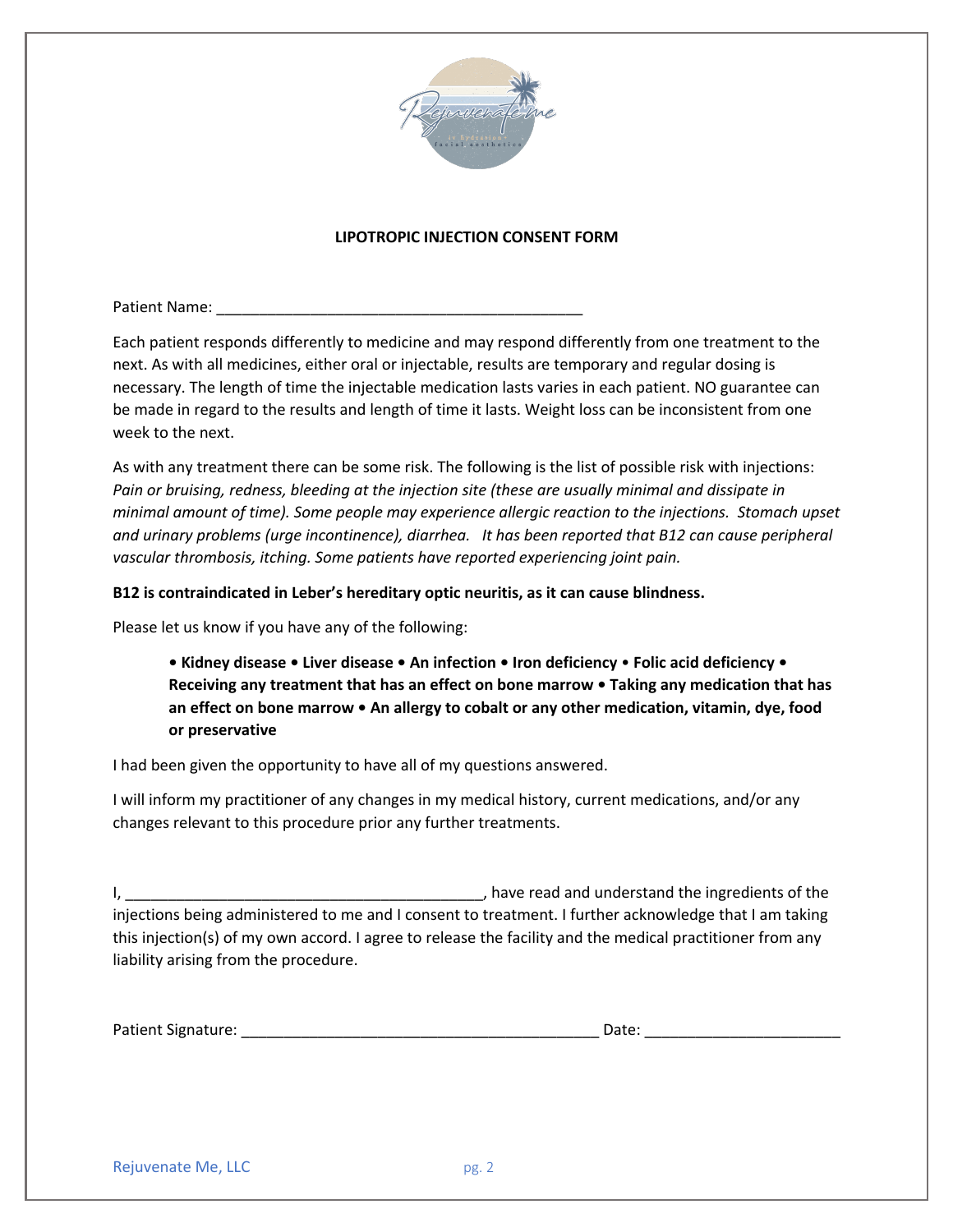**LIPOTROPIC INJECTION CONSENT FORM**

Patient Name: ____________________________________________

Each patient responds differently to medicine and may respond differently from one treatment to the next. As with all medicines, either oral or injectable, results are temporary and regular dosing is necessary. The length of time the injectable medication lasts varies in each patient. NO guarantee can be made in regard to the results and length of time it lasts. Weight loss can be inconsistent from one week to the next.

As with any treatment there can be some risk. The following is the list of possible risk with injections: *Pain or bruising, redness, bleeding at the injection site (these are usually minimal and dissipate in minimal amount of time). Some people may experience allergic reaction to the injections. Stomach upset and urinary problems (urge incontinence), diarrhea. It has been reported that B12 can cause peripheral vascular thrombosis, itching. Some patients have reported experiencing joint pain.*

**B12 is contraindicated in Leber's hereditary optic neuritis, as it can cause blindness.**

Please let us know if you have any of the following:

> **• Kidney disease • Liver disease • An infection • Iron deficiency • Folic acid deficiency • Receiving any treatment that has an effect on bone marrow • Taking any medication that has an effect on bone marrow • An allergy to cobalt or any other medication, vitamin, dye, food or preservative**

I had been given the opportunity to have all of my questions answered.

I will inform my practitioner of any changes in my medical history, current medications, and/or any changes relevant to this procedure prior any further treatments.

I, ___________________________________________, have read and understand the ingredients of the injections being administered to me and I consent to treatment. I further acknowledge that I am taking this injection(s) of my own accord. I agree to release the facility and the medical practitioner from any liability arising from the procedure.

Patient Signature: __________________________________________ Date: _______________________